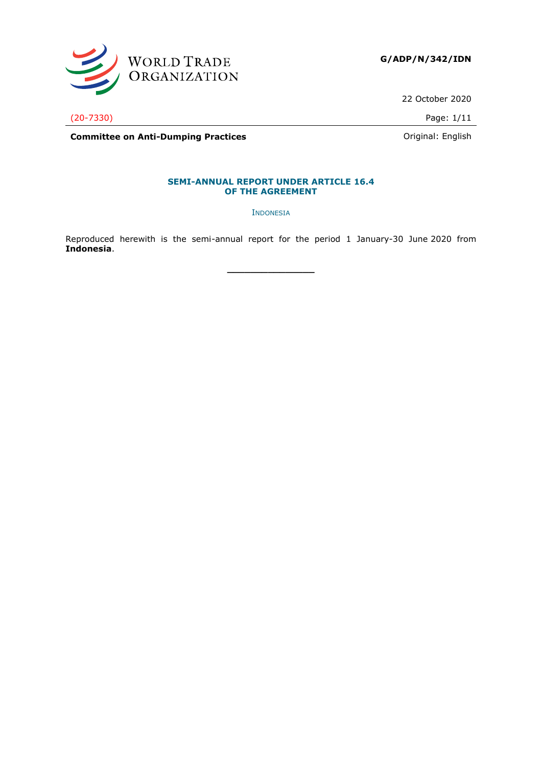WORLD TRADE ORGANIZATION

**G/ADP/N/342/IDN**

22 October 2020

(20-7330)

**Committee on Anti-Dumping Practices**

Original: English

## SEMI-ANNUAL REPORT UNDER ARTICLE 16.4 OF THE AGREEMENT

INDONESIA

Reproduced herewith is the semi-annual report for the period 1 January-30 June 2020 from **Indonesia**.

\_\_\_\_\_\_\_\_\_\_\_\_\_\_\_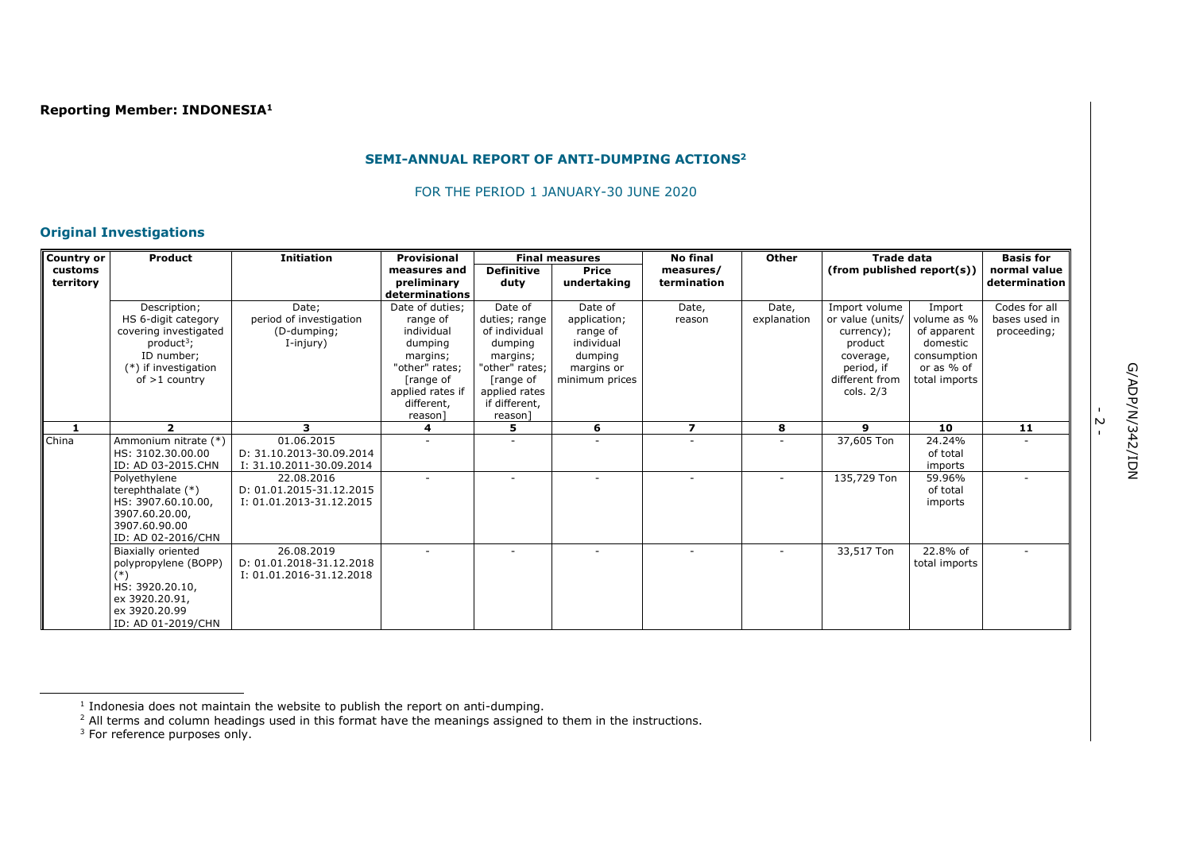**Reporting Member: INDONESIA[1]**

## SEMI-ANNUAL REPORT OF ANTI-DUMPING ACTIONS[2]

FOR THE PERIOD 1 JANUARY-30 JUNE 2020

### Original Investigations

| Country or customs territory | Product | Initiation | Provisional measures and preliminary determinations | Final measures | | No final measures/ termination | Other | Trade data (from published report(s)) | | Basis for normal value determination |
|---|---|---|---|---|---|---|---|---|---|---|
| | | | | Definitive duty | Price undertaking | | | | | |
| | Description; HS 6-digit category covering investigated product[3]; ID number; (*) if investigation of >1 country | Date; period of investigation (D-dumping; I-injury) | Date of duties; range of individual dumping margins; "other" rates; [range of applied rates if different, reason] | Date of duties; range of individual dumping margins; "other" rates; [range of applied rates if different, reason] | Date of application; range of individual dumping margins or minimum prices | Date, reason | Date, explanation | Import volume or value (units/ currency); product coverage, period, if different from cols. 2/3 | Import volume as % of apparent domestic consumption or as % of total imports | Codes for all bases used in proceeding; |
| **1** | **2** | **3** | **4** | **5** | **6** | **7** | **8** | **9** | **10** | **11** |
| China | Ammonium nitrate (*) HS: 3102.30.00.00 ID: AD 03-2015.CHN | 01.06.2015 D: 31.10.2013-30.09.2014 I: 31.10.2011-30.09.2014 | - | - | - | - | - | 37,605 Ton | 24.24% of total imports | - |
| | Polyethylene terephthalate (*) HS: 3907.60.10.00, 3907.60.20.00, 3907.60.90.00 ID: AD 02-2016/CHN | 22.08.2016 D: 01.01.2015-31.12.2015 I: 01.01.2013-31.12.2015 | - | - | - | - | - | 135,729 Ton | 59.96% of total imports | - |
| | Biaxially oriented polypropylene (BOPP) (*) HS: 3920.20.10, ex 3920.20.91, ex 3920.20.99 ID: AD 01-2019/CHN | 26.08.2019 D: 01.01.2018-31.12.2018 I: 01.01.2016-31.12.2018 | - | - | - | - | - | 33,517 Ton | 22.8% of total imports | - |

[1] Indonesia does not maintain the website to publish the report on anti-dumping.
[2] All terms and column headings used in this format have the meanings assigned to them in the instructions.
[3] For reference purposes only.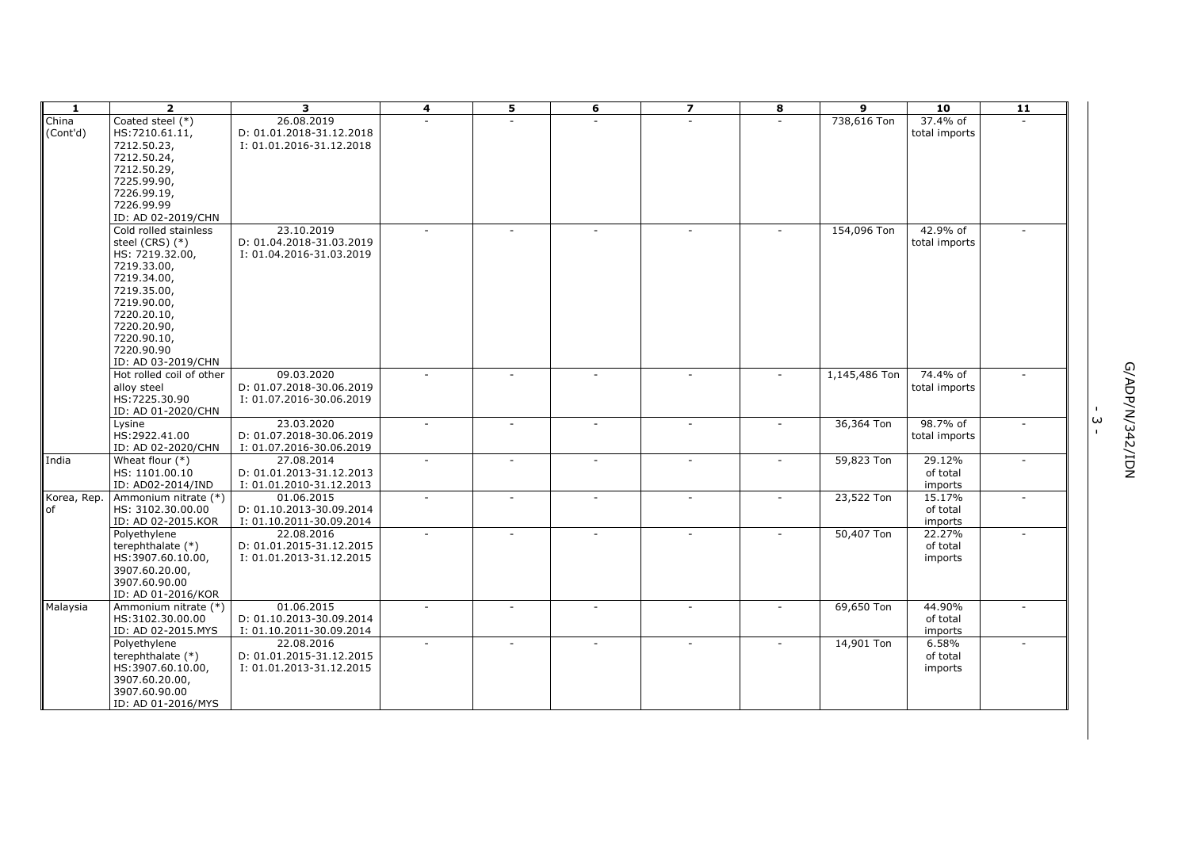| 1 | 2 | 3 | 4 | 5 | 6 | 7 | 8 | 9 | 10 | 11 |
|---|---|---|---|---|---|---|---|---|---|---|
| China (Cont'd) | Coated steel (*)<br>HS:7210.61.11,<br>7212.50.23,<br>7212.50.24,<br>7212.50.29,<br>7225.99.90,<br>7226.99.19,<br>7226.99.99<br>ID: AD 02-2019/CHN | 26.08.2019<br>D: 01.01.2018-31.12.2018<br>I: 01.01.2016-31.12.2018 | - | - | - | - | - | 738,616 Ton | 37.4% of total imports | - |
| | Cold rolled stainless steel (CRS) (*)<br>HS: 7219.32.00,<br>7219.33.00,<br>7219.34.00,<br>7219.35.00,<br>7219.90.00,<br>7220.20.10,<br>7220.20.90,<br>7220.90.10,<br>7220.90.90<br>ID: AD 03-2019/CHN | 23.10.2019<br>D: 01.04.2018-31.03.2019<br>I: 01.04.2016-31.03.2019 | - | - | - | - | - | 154,096 Ton | 42.9% of total imports | - |
| | Hot rolled coil of other alloy steel<br>HS:7225.30.90<br>ID: AD 01-2020/CHN | 09.03.2020<br>D: 01.07.2018-30.06.2019<br>I: 01.07.2016-30.06.2019 | - | - | - | - | - | 1,145,486 Ton | 74.4% of total imports | - |
| | Lysine<br>HS:2922.41.00<br>ID: AD 02-2020/CHN | 23.03.2020<br>D: 01.07.2018-30.06.2019<br>I: 01.07.2016-30.06.2019 | - | - | - | - | - | 36,364 Ton | 98.7% of total imports | - |
| India | Wheat flour (*)<br>HS: 1101.00.10<br>ID: AD02-2014/IND | 27.08.2014<br>D: 01.01.2013-31.12.2013<br>I: 01.01.2010-31.12.2013 | - | - | - | - | - | 59,823 Ton | 29.12% of total imports | - |
| Korea, Rep. of | Ammonium nitrate (*)<br>HS: 3102.30.00.00<br>ID: AD 02-2015.KOR | 01.06.2015<br>D: 01.10.2013-30.09.2014<br>I: 01.10.2011-30.09.2014 | - | - | - | - | - | 23,522 Ton | 15.17% of total imports | - |
| | Polyethylene terephthalate (*)<br>HS:3907.60.10.00,<br>3907.60.20.00,<br>3907.60.90.00<br>ID: AD 01-2016/KOR | 22.08.2016<br>D: 01.01.2015-31.12.2015<br>I: 01.01.2013-31.12.2015 | - | - | - | - | - | 50,407 Ton | 22.27% of total imports | - |
| Malaysia | Ammonium nitrate (*)<br>HS:3102.30.00.00<br>ID: AD 02-2015.MYS | 01.06.2015<br>D: 01.10.2013-30.09.2014<br>I: 01.10.2011-30.09.2014 | - | - | - | - | - | 69,650 Ton | 44.90% of total imports | - |
| | Polyethylene terephthalate (*)<br>HS:3907.60.10.00,<br>3907.60.20.00,<br>3907.60.90.00<br>ID: AD 01-2016/MYS | 22.08.2016<br>D: 01.01.2015-31.12.2015<br>I: 01.01.2013-31.12.2015 | - | - | - | - | - | 14,901 Ton | 6.58% of total imports | - |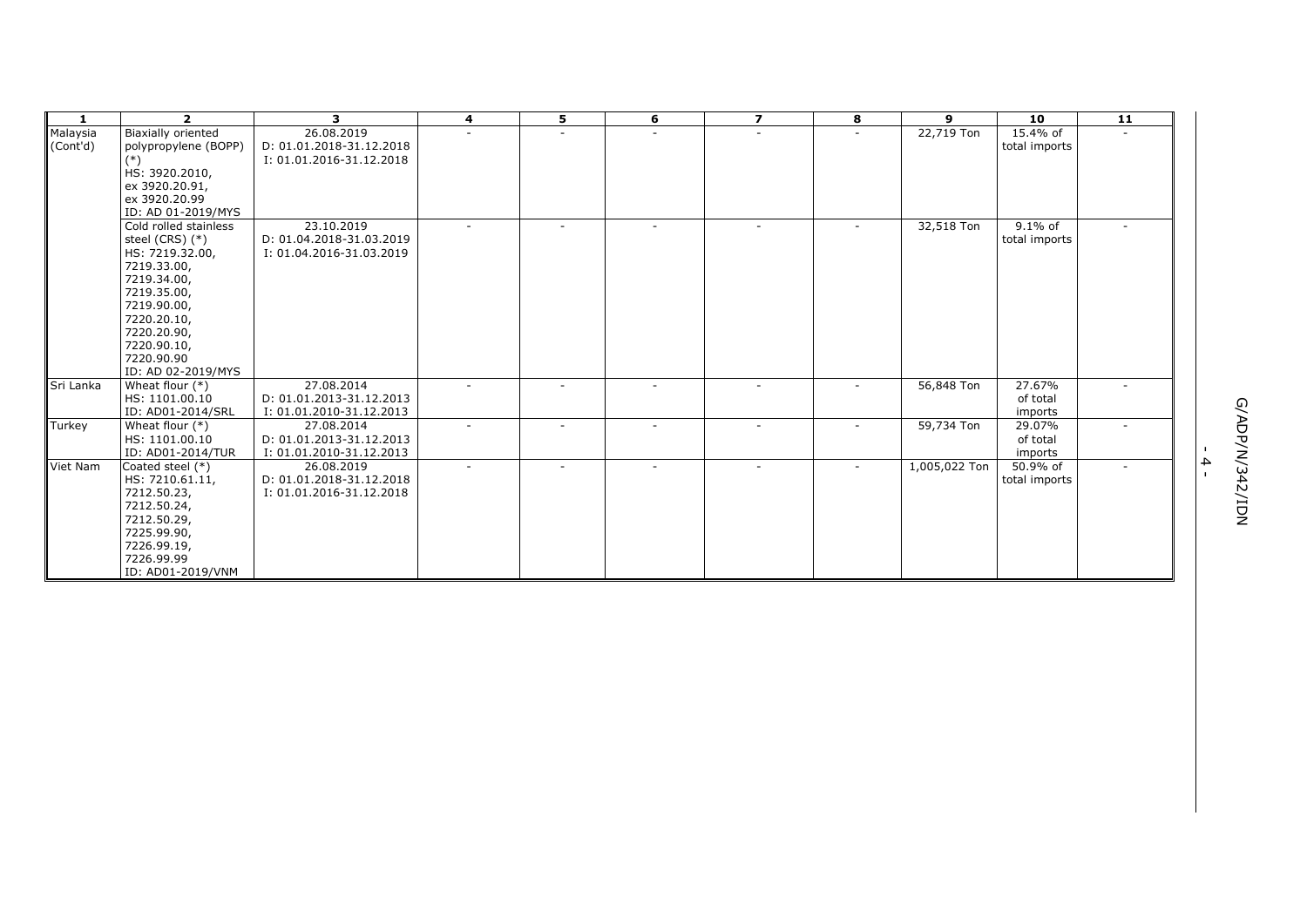| 1 | 2 | 3 | 4 | 5 | 6 | 7 | 8 | 9 | 10 | 11 |
|---|---|---|---|---|---|---|---|---|---|---|
| Malaysia (Cont'd) | Biaxially oriented polypropylene (BOPP) (*)<br>HS: 3920.2010,<br>ex 3920.20.91,<br>ex 3920.20.99<br>ID: AD 01-2019/MYS | 26.08.2019<br>D: 01.01.2018-31.12.2018<br>I: 01.01.2016-31.12.2018 | - | - | - | - | - | 22,719 Ton | 15.4% of total imports | - |
| | Cold rolled stainless steel (CRS) (*)<br>HS: 7219.32.00,<br>7219.33.00,<br>7219.34.00,<br>7219.35.00,<br>7219.90.00,<br>7220.20.10,<br>7220.20.90,<br>7220.90.10,<br>7220.90.90<br>ID: AD 02-2019/MYS | 23.10.2019<br>D: 01.04.2018-31.03.2019<br>I: 01.04.2016-31.03.2019 | - | - | - | - | - | 32,518 Ton | 9.1% of total imports | - |
| Sri Lanka | Wheat flour (*)<br>HS: 1101.00.10<br>ID: AD01-2014/SRL | 27.08.2014<br>D: 01.01.2013-31.12.2013<br>I: 01.01.2010-31.12.2013 | - | - | - | - | - | 56,848 Ton | 27.67% of total imports | - |
| Turkey | Wheat flour (*)<br>HS: 1101.00.10<br>ID: AD01-2014/TUR | 27.08.2014<br>D: 01.01.2013-31.12.2013<br>I: 01.01.2010-31.12.2013 | - | - | - | - | - | 59,734 Ton | 29.07% of total imports | - |
| Viet Nam | Coated steel (*)<br>HS: 7210.61.11,<br>7212.50.23,<br>7212.50.24,<br>7212.50.29,<br>7225.99.90,<br>7226.99.19,<br>7226.99.99<br>ID: AD01-2019/VNM | 26.08.2019<br>D: 01.01.2018-31.12.2018<br>I: 01.01.2016-31.12.2018 | - | - | - | - | - | 1,005,022 Ton | 50.9% of total imports | - |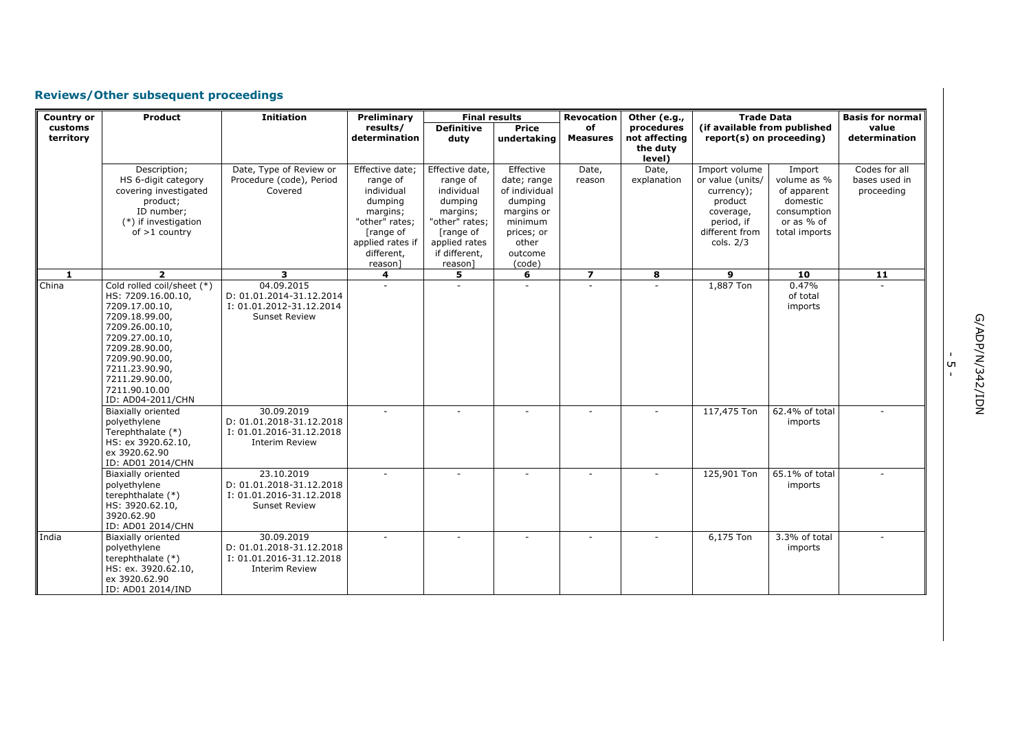## Reviews/Other subsequent proceedings

| Country or customs territory | Product | Initiation | Preliminary results/ determination | Final results | | Revocation of Measures | Other (e.g., procedures not affecting the duty level) | Trade Data (if available from published report(s) on proceeding) | | Basis for normal value determination |
|---|---|---|---|---|---|---|---|---|---|---|
| | | | | Definitive duty | Price undertaking | | | | | |
| | Description; HS 6-digit category covering investigated product; ID number; (*) if investigation of >1 country | Date, Type of Review or Procedure (code), Period Covered | Effective date; range of individual dumping margins; "other" rates; [range of applied rates if different, reason] | Effective date, range of individual dumping margins; "other" rates; [range of applied rates if different, reason] | Effective date; range of individual dumping margins or minimum prices; or other outcome (code) | Date, reason | Date, explanation | Import volume or value (units/ currency); product coverage, period, if different from cols. 2/3 | Import volume as % of apparent domestic consumption or as % of total imports | Codes for all bases used in proceeding |
| **1** | **2** | **3** | **4** | **5** | **6** | **7** | **8** | **9** | **10** | **11** |
| China | Cold rolled coil/sheet (*)<br>HS: 7209.16.00.10, 7209.17.00.10, 7209.18.99.00, 7209.26.00.10, 7209.27.00.10, 7209.28.90.00, 7209.90.90.00, 7211.23.90.90, 7211.29.90.00, 7211.90.10.00<br>ID: AD04-2011/CHN | 04.09.2015<br>D: 01.01.2014-31.12.2014<br>I: 01.01.2012-31.12.2014<br>Sunset Review | - | - | - | - | - | 1,887 Ton | 0.47% of total imports | - |
| | Biaxially oriented polyethylene Terephthalate (*)<br>HS: ex 3920.62.10, ex 3920.62.90<br>ID: AD01 2014/CHN | 30.09.2019<br>D: 01.01.2018-31.12.2018<br>I: 01.01.2016-31.12.2018<br>Interim Review | - | - | - | - | - | 117,475 Ton | 62.4% of total imports | - |
| | Biaxially oriented polyethylene terephthalate (*)<br>HS: 3920.62.10, 3920.62.90<br>ID: AD01 2014/CHN | 23.10.2019<br>D: 01.01.2018-31.12.2018<br>I: 01.01.2016-31.12.2018<br>Sunset Review | - | - | - | - | - | 125,901 Ton | 65.1% of total imports | - |
| India | Biaxially oriented polyethylene terephthalate (*)<br>HS: ex. 3920.62.10, ex 3920.62.90<br>ID: AD01 2014/IND | 30.09.2019<br>D: 01.01.2018-31.12.2018<br>I: 01.01.2016-31.12.2018<br>Interim Review | - | - | - | - | - | 6,175 Ton | 3.3% of total imports | - |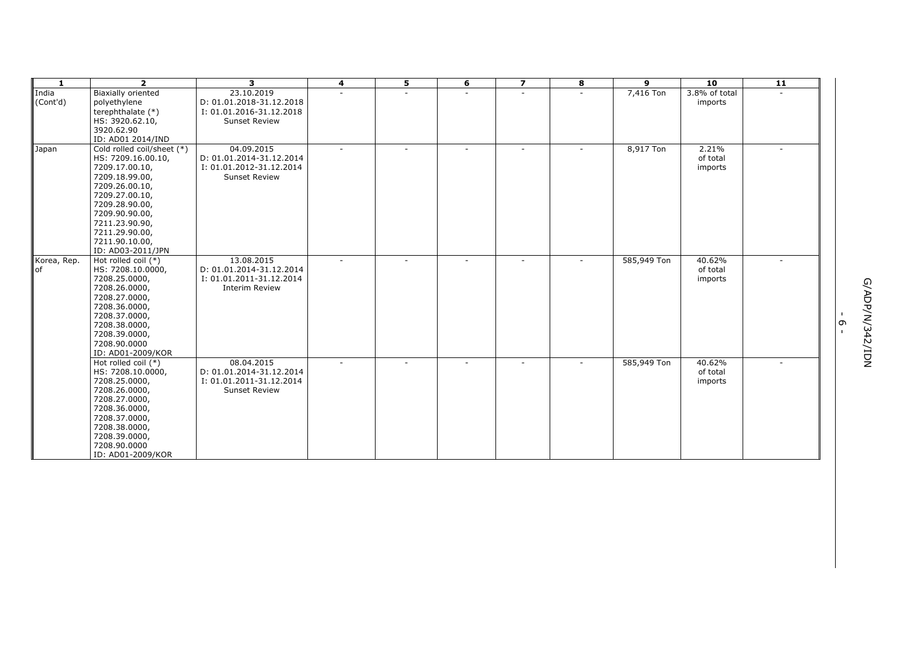| 1 | 2 | 3 | 4 | 5 | 6 | 7 | 8 | 9 | 10 | 11 |
|---|---|---|---|---|---|---|---|---|---|---|
| India (Cont'd) | Biaxially oriented polyethylene terephthalate (*) HS: 3920.62.10, 3920.62.90 ID: AD01 2014/IND | 23.10.2019 D: 01.01.2018-31.12.2018 I: 01.01.2016-31.12.2018 Sunset Review | - | - | - | - | - | 7,416 Ton | 3.8% of total imports | - |
| Japan | Cold rolled coil/sheet (*) HS: 7209.16.00.10, 7209.17.00.10, 7209.18.99.00, 7209.26.00.10, 7209.27.00.10, 7209.28.90.00, 7209.90.90.00, 7211.23.90.90, 7211.29.90.00, 7211.90.10.00, ID: AD03-2011/JPN | 04.09.2015 D: 01.01.2014-31.12.2014 I: 01.01.2012-31.12.2014 Sunset Review | - | - | - | - | - | 8,917 Ton | 2.21% of total imports | - |
| Korea, Rep. of | Hot rolled coil (*) HS: 7208.10.0000, 7208.25.0000, 7208.26.0000, 7208.27.0000, 7208.36.0000, 7208.37.0000, 7208.38.0000, 7208.39.0000, 7208.90.0000 ID: AD01-2009/KOR | 13.08.2015 D: 01.01.2014-31.12.2014 I: 01.01.2011-31.12.2014 Interim Review | - | - | - | - | - | 585,949 Ton | 40.62% of total imports | - |
| | Hot rolled coil (*) HS: 7208.10.0000, 7208.25.0000, 7208.26.0000, 7208.27.0000, 7208.36.0000, 7208.37.0000, 7208.38.0000, 7208.39.0000, 7208.90.0000 ID: AD01-2009/KOR | 08.04.2015 D: 01.01.2014-31.12.2014 I: 01.01.2011-31.12.2014 Sunset Review | - | - | - | - | - | 585,949 Ton | 40.62% of total imports | - |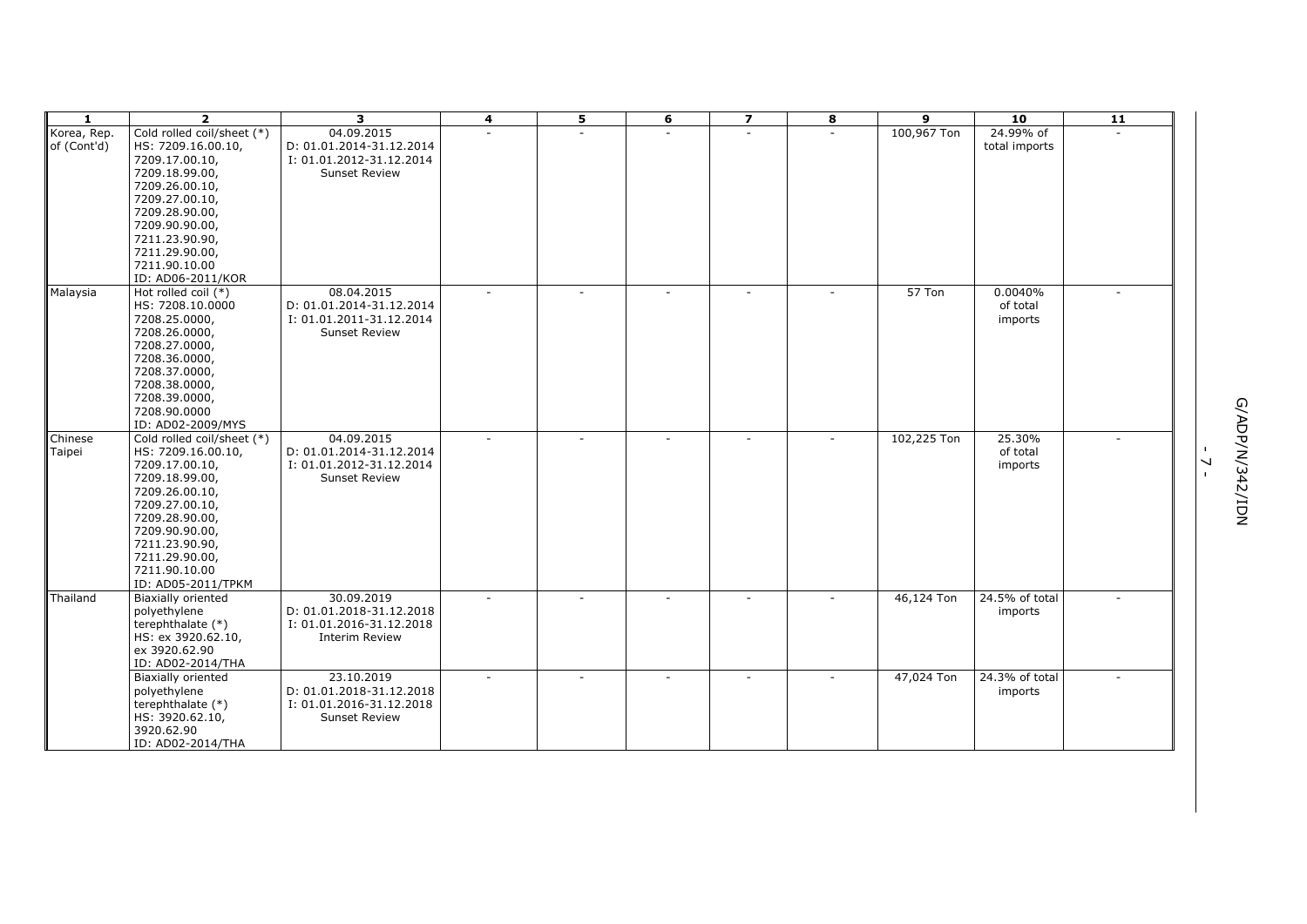| 1 | 2 | 3 | 4 | 5 | 6 | 7 | 8 | 9 | 10 | 11 |
|---|---|---|---|---|---|---|---|---|---|---|
| Korea, Rep. of (Cont'd) | Cold rolled coil/sheet (*)<br>HS: 7209.16.00.10,<br>7209.17.00.10,<br>7209.18.99.00,<br>7209.26.00.10,<br>7209.27.00.10,<br>7209.28.90.00,<br>7209.90.90.00,<br>7211.23.90.90,<br>7211.29.90.00,<br>7211.90.10.00<br>ID: AD06-2011/KOR | 04.09.2015<br>D: 01.01.2014-31.12.2014<br>I: 01.01.2012-31.12.2014<br>Sunset Review | - | - | - | - | - | 100,967 Ton | 24.99% of total imports | - |
| Malaysia | Hot rolled coil (*)<br>HS: 7208.10.0000<br>7208.25.0000,<br>7208.26.0000,<br>7208.27.0000,<br>7208.36.0000,<br>7208.37.0000,<br>7208.38.0000,<br>7208.39.0000,<br>7208.90.0000<br>ID: AD02-2009/MYS | 08.04.2015<br>D: 01.01.2014-31.12.2014<br>I: 01.01.2011-31.12.2014<br>Sunset Review | - | - | - | - | - | 57 Ton | 0.0040% of total imports | - |
| Chinese Taipei | Cold rolled coil/sheet (*)<br>HS: 7209.16.00.10,<br>7209.17.00.10,<br>7209.18.99.00,<br>7209.26.00.10,<br>7209.27.00.10,<br>7209.28.90.00,<br>7209.90.90.00,<br>7211.23.90.90,<br>7211.29.90.00,<br>7211.90.10.00<br>ID: AD05-2011/TPKM | 04.09.2015<br>D: 01.01.2014-31.12.2014<br>I: 01.01.2012-31.12.2014<br>Sunset Review | - | - | - | - | - | 102,225 Ton | 25.30% of total imports | - |
| Thailand | Biaxially oriented polyethylene terephthalate (*)<br>HS: ex 3920.62.10,<br>ex 3920.62.90<br>ID: AD02-2014/THA | 30.09.2019<br>D: 01.01.2018-31.12.2018<br>I: 01.01.2016-31.12.2018<br>Interim Review | - | - | - | - | - | 46,124 Ton | 24.5% of total imports | - |
| | Biaxially oriented polyethylene terephthalate (*)<br>HS: 3920.62.10,<br>3920.62.90<br>ID: AD02-2014/THA | 23.10.2019<br>D: 01.01.2018-31.12.2018<br>I: 01.01.2016-31.12.2018<br>Sunset Review | - | - | - | - | - | 47,024 Ton | 24.3% of total imports | - |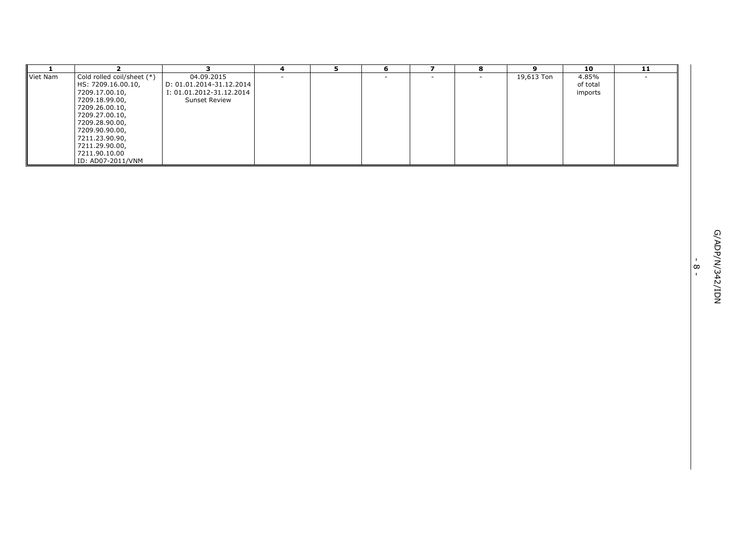| 1 | 2 | 3 | 4 | 5 | 6 | 7 | 8 | 9 | 10 | 11 |
|---|---|---|---|---|---|---|---|---|---|---|
| Viet Nam | Cold rolled coil/sheet (*)<br>HS: 7209.16.00.10,<br>7209.17.00.10,<br>7209.18.99.00,<br>7209.26.00.10,<br>7209.27.00.10,<br>7209.28.90.00,<br>7209.90.90.00,<br>7211.23.90.90,<br>7211.29.90.00,<br>7211.90.10.00<br>ID: AD07-2011/VNM | 04.09.2015<br>D: 01.01.2014-31.12.2014<br>I: 01.01.2012-31.12.2014<br>Sunset Review | - | | - | - | - | 19,613 Ton | 4.85% of total imports | - |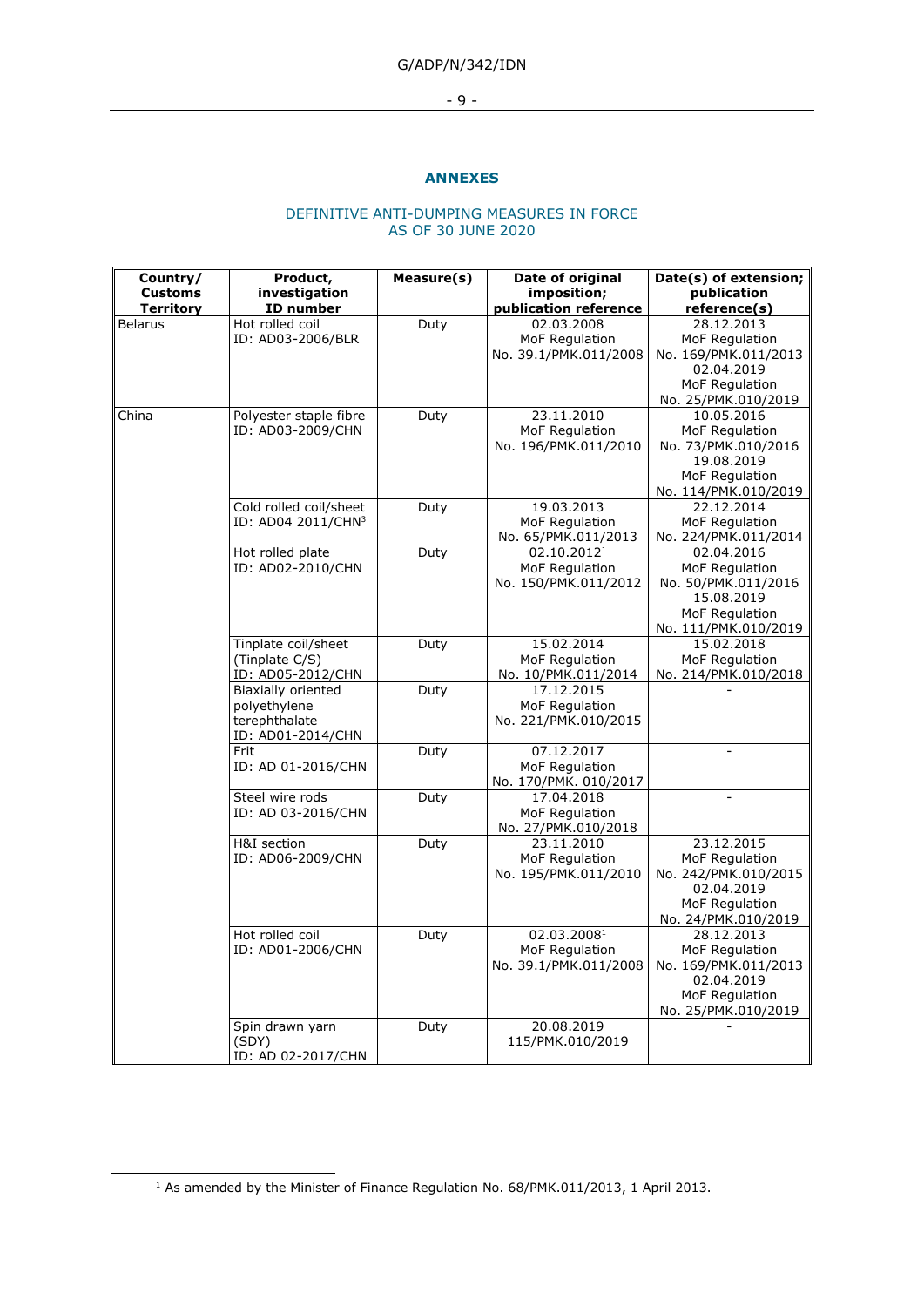## ANNEXES

### DEFINITIVE ANTI-DUMPING MEASURES IN FORCE AS OF 30 JUNE 2020

| Country/ Customs Territory | Product, investigation ID number | Measure(s) | Date of original imposition; publication reference | Date(s) of extension; publication reference(s) |
|---|---|---|---|---|
| Belarus | Hot rolled coil ID: AD03-2006/BLR | Duty | 02.03.2008 MoF Regulation No. 39.1/PMK.011/2008 | 28.12.2013 MoF Regulation No. 169/PMK.011/2013 02.04.2019 MoF Regulation No. 25/PMK.010/2019 |
| China | Polyester staple fibre ID: AD03-2009/CHN | Duty | 23.11.2010 MoF Regulation No. 196/PMK.011/2010 | 10.05.2016 MoF Regulation No. 73/PMK.010/2016 19.08.2019 MoF Regulation No. 114/PMK.010/2019 |
| | Cold rolled coil/sheet ID: AD04 2011/CHN[3] | Duty | 19.03.2013 MoF Regulation No. 65/PMK.011/2013 | 22.12.2014 MoF Regulation No. 224/PMK.011/2014 |
| | Hot rolled plate ID: AD02-2010/CHN | Duty | 02.10.2012[1] MoF Regulation No. 150/PMK.011/2012 | 02.04.2016 MoF Regulation No. 50/PMK.011/2016 15.08.2019 MoF Regulation No. 111/PMK.010/2019 |
| | Tinplate coil/sheet (Tinplate C/S) ID: AD05-2012/CHN | Duty | 15.02.2014 MoF Regulation No. 10/PMK.011/2014 | 15.02.2018 MoF Regulation No. 214/PMK.010/2018 |
| | Biaxially oriented polyethylene terephthalate ID: AD01-2014/CHN | Duty | 17.12.2015 MoF Regulation No. 221/PMK.010/2015 | - |
| | Frit ID: AD 01-2016/CHN | Duty | 07.12.2017 MoF Regulation No. 170/PMK. 010/2017 | - |
| | Steel wire rods ID: AD 03-2016/CHN | Duty | 17.04.2018 MoF Regulation No. 27/PMK.010/2018 | - |
| | H&I section ID: AD06-2009/CHN | Duty | 23.11.2010 MoF Regulation No. 195/PMK.011/2010 | 23.12.2015 MoF Regulation No. 242/PMK.010/2015 02.04.2019 MoF Regulation No. 24/PMK.010/2019 |
| | Hot rolled coil ID: AD01-2006/CHN | Duty | 02.03.2008[1] MoF Regulation No. 39.1/PMK.011/2008 | 28.12.2013 MoF Regulation No. 169/PMK.011/2013 02.04.2019 MoF Regulation No. 25/PMK.010/2019 |
| | Spin drawn yarn (SDY) ID: AD 02-2017/CHN | Duty | 20.08.2019 115/PMK.010/2019 | - |

[1] As amended by the Minister of Finance Regulation No. 68/PMK.011/2013, 1 April 2013.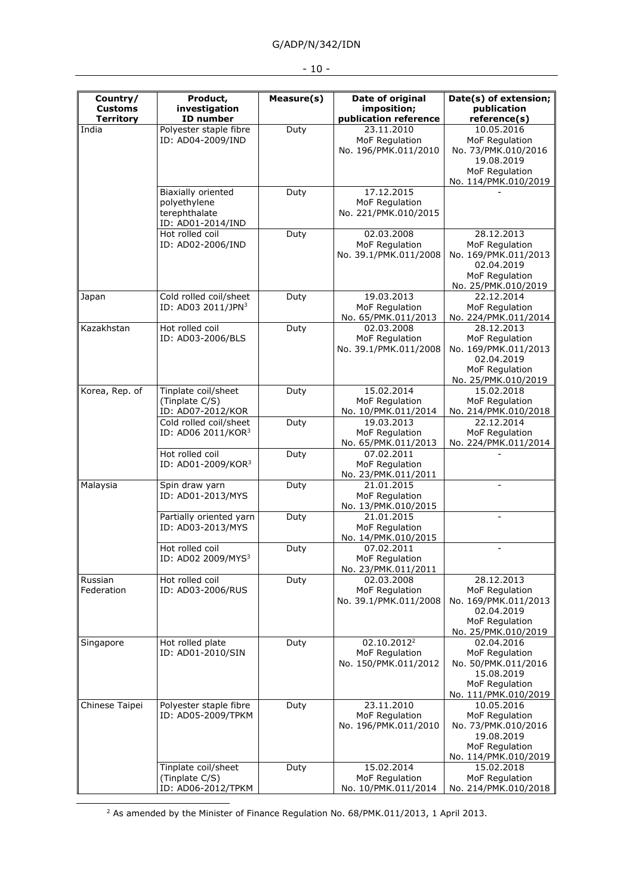| Country/ Customs Territory | Product, investigation ID number | Measure(s) | Date of original imposition; publication reference | Date(s) of extension; publication reference(s) |
|---|---|---|---|---|
| India | Polyester staple fibre ID: AD04-2009/IND | Duty | 23.11.2010 MoF Regulation No. 196/PMK.011/2010 | 10.05.2016 MoF Regulation No. 73/PMK.010/2016 19.08.2019 MoF Regulation No. 114/PMK.010/2019 |
| | Biaxially oriented polyethylene terephthalate ID: AD01-2014/IND | Duty | 17.12.2015 MoF Regulation No. 221/PMK.010/2015 | - |
| | Hot rolled coil ID: AD02-2006/IND | Duty | 02.03.2008 MoF Regulation No. 39.1/PMK.011/2008 | 28.12.2013 MoF Regulation No. 169/PMK.011/2013 02.04.2019 MoF Regulation No. 25/PMK.010/2019 |
| Japan | Cold rolled coil/sheet ID: AD03 2011/JPN[3] | Duty | 19.03.2013 MoF Regulation No. 65/PMK.011/2013 | 22.12.2014 MoF Regulation No. 224/PMK.011/2014 |
| Kazakhstan | Hot rolled coil ID: AD03-2006/BLS | Duty | 02.03.2008 MoF Regulation No. 39.1/PMK.011/2008 | 28.12.2013 MoF Regulation No. 169/PMK.011/2013 02.04.2019 MoF Regulation No. 25/PMK.010/2019 |
| Korea, Rep. of | Tinplate coil/sheet (Tinplate C/S) ID: AD07-2012/KOR | Duty | 15.02.2014 MoF Regulation No. 10/PMK.011/2014 | 15.02.2018 MoF Regulation No. 214/PMK.010/2018 |
| | Cold rolled coil/sheet ID: AD06 2011/KOR[3] | Duty | 19.03.2013 MoF Regulation No. 65/PMK.011/2013 | 22.12.2014 MoF Regulation No. 224/PMK.011/2014 |
| | Hot rolled coil ID: AD01-2009/KOR[3] | Duty | 07.02.2011 MoF Regulation No. 23/PMK.011/2011 | - |
| Malaysia | Spin draw yarn ID: AD01-2013/MYS | Duty | 21.01.2015 MoF Regulation No. 13/PMK.010/2015 | - |
| | Partially oriented yarn ID: AD03-2013/MYS | Duty | 21.01.2015 MoF Regulation No. 14/PMK.010/2015 | - |
| | Hot rolled coil ID: AD02 2009/MYS[3] | Duty | 07.02.2011 MoF Regulation No. 23/PMK.011/2011 | - |
| Russian Federation | Hot rolled coil ID: AD03-2006/RUS | Duty | 02.03.2008 MoF Regulation No. 39.1/PMK.011/2008 | 28.12.2013 MoF Regulation No. 169/PMK.011/2013 02.04.2019 MoF Regulation No. 25/PMK.010/2019 |
| Singapore | Hot rolled plate ID: AD01-2010/SIN | Duty | 02.10.2012[2] MoF Regulation No. 150/PMK.011/2012 | 02.04.2016 MoF Regulation No. 50/PMK.011/2016 15.08.2019 MoF Regulation No. 111/PMK.010/2019 |
| Chinese Taipei | Polyester staple fibre ID: AD05-2009/TPKM | Duty | 23.11.2010 MoF Regulation No. 196/PMK.011/2010 | 10.05.2016 MoF Regulation No. 73/PMK.010/2016 19.08.2019 MoF Regulation No. 114/PMK.010/2019 |
| | Tinplate coil/sheet (Tinplate C/S) ID: AD06-2012/TPKM | Duty | 15.02.2014 MoF Regulation No. 10/PMK.011/2014 | 15.02.2018 MoF Regulation No. 214/PMK.010/2018 |

[2] As amended by the Minister of Finance Regulation No. 68/PMK.011/2013, 1 April 2013.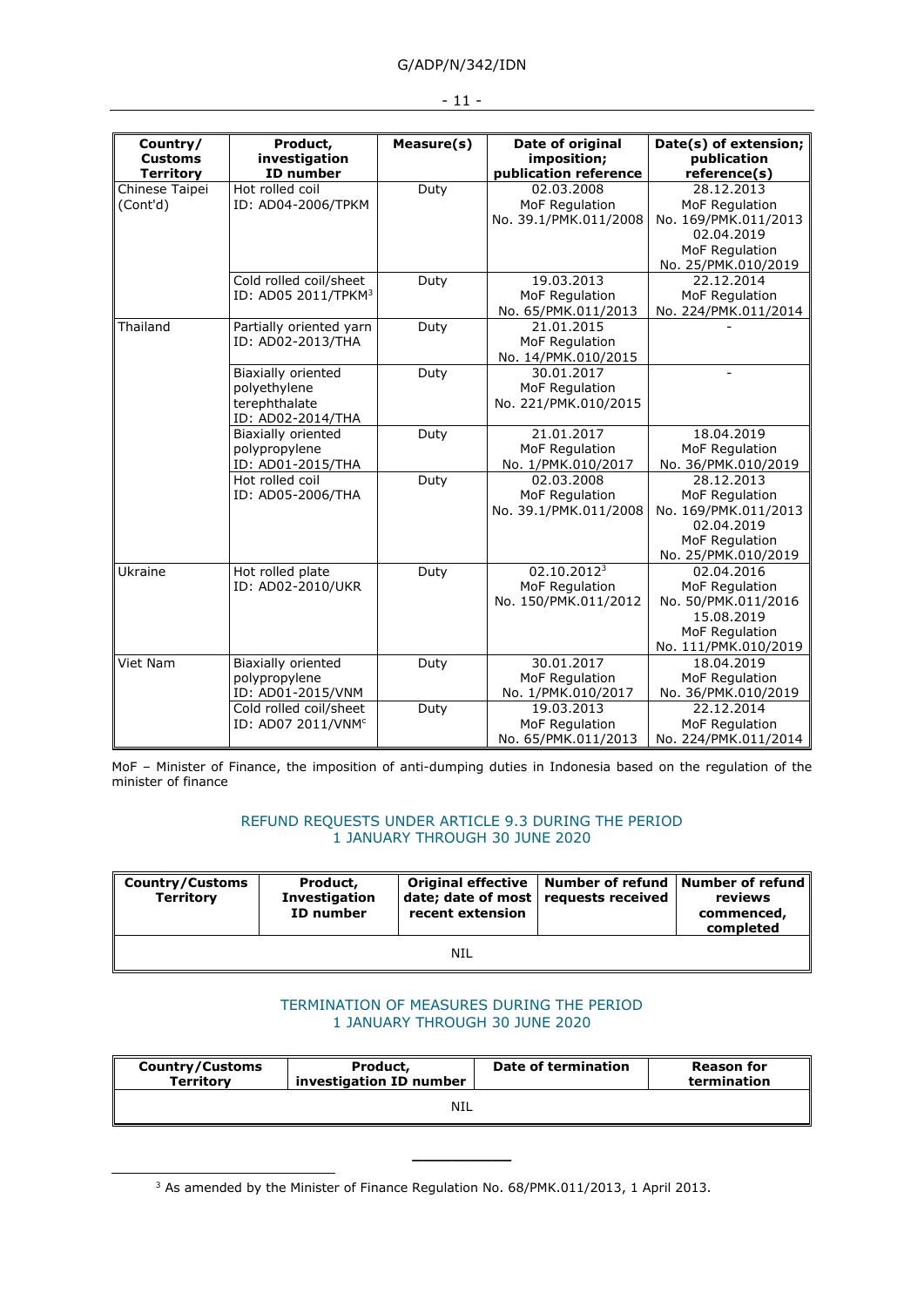| Country/ Customs Territory | Product, investigation ID number | Measure(s) | Date of original imposition; publication reference | Date(s) of extension; publication reference(s) |
|---|---|---|---|---|
| Chinese Taipei (Cont'd) | Hot rolled coil ID: AD04-2006/TPKM | Duty | 02.03.2008 MoF Regulation No. 39.1/PMK.011/2008 | 28.12.2013 MoF Regulation No. 169/PMK.011/2013 02.04.2019 MoF Regulation No. 25/PMK.010/2019 |
| | Cold rolled coil/sheet ID: AD05 2011/TPKM[3] | Duty | 19.03.2013 MoF Regulation No. 65/PMK.011/2013 | 22.12.2014 MoF Regulation No. 224/PMK.011/2014 |
| Thailand | Partially oriented yarn ID: AD02-2013/THA | Duty | 21.01.2015 MoF Regulation No. 14/PMK.010/2015 | - |
| | Biaxially oriented polyethylene terephthalate ID: AD02-2014/THA | Duty | 30.01.2017 MoF Regulation No. 221/PMK.010/2015 | - |
| | Biaxially oriented polypropylene ID: AD01-2015/THA | Duty | 21.01.2017 MoF Regulation No. 1/PMK.010/2017 | 18.04.2019 MoF Regulation No. 36/PMK.010/2019 |
| | Hot rolled coil ID: AD05-2006/THA | Duty | 02.03.2008 MoF Regulation No. 39.1/PMK.011/2008 | 28.12.2013 MoF Regulation No. 169/PMK.011/2013 02.04.2019 MoF Regulation No. 25/PMK.010/2019 |
| Ukraine | Hot rolled plate ID: AD02-2010/UKR | Duty | 02.10.2012[3] MoF Regulation No. 150/PMK.011/2012 | 02.04.2016 MoF Regulation No. 50/PMK.011/2016 15.08.2019 MoF Regulation No. 111/PMK.010/2019 |
| Viet Nam | Biaxially oriented polypropylene ID: AD01-2015/VNM | Duty | 30.01.2017 MoF Regulation No. 1/PMK.010/2017 | 18.04.2019 MoF Regulation No. 36/PMK.010/2019 |
| | Cold rolled coil/sheet ID: AD07 2011/VNM[c] | Duty | 19.03.2013 MoF Regulation No. 65/PMK.011/2013 | 22.12.2014 MoF Regulation No. 224/PMK.011/2014 |

MoF – Minister of Finance, the imposition of anti-dumping duties in Indonesia based on the regulation of the minister of finance

## REFUND REQUESTS UNDER ARTICLE 9.3 DURING THE PERIOD 1 JANUARY THROUGH 30 JUNE 2020

| Country/Customs Territory | Product, Investigation ID number | Original effective date; date of most recent extension | Number of refund requests received | Number of refund reviews commenced, completed |
|---|---|---|---|---|
| NIL | | | | |

## TERMINATION OF MEASURES DURING THE PERIOD 1 JANUARY THROUGH 30 JUNE 2020

| Country/Customs Territory | Product, investigation ID number | Date of termination | Reason for termination |
|---|---|---|---|
| NIL | | | |

__________

[3] As amended by the Minister of Finance Regulation No. 68/PMK.011/2013, 1 April 2013.